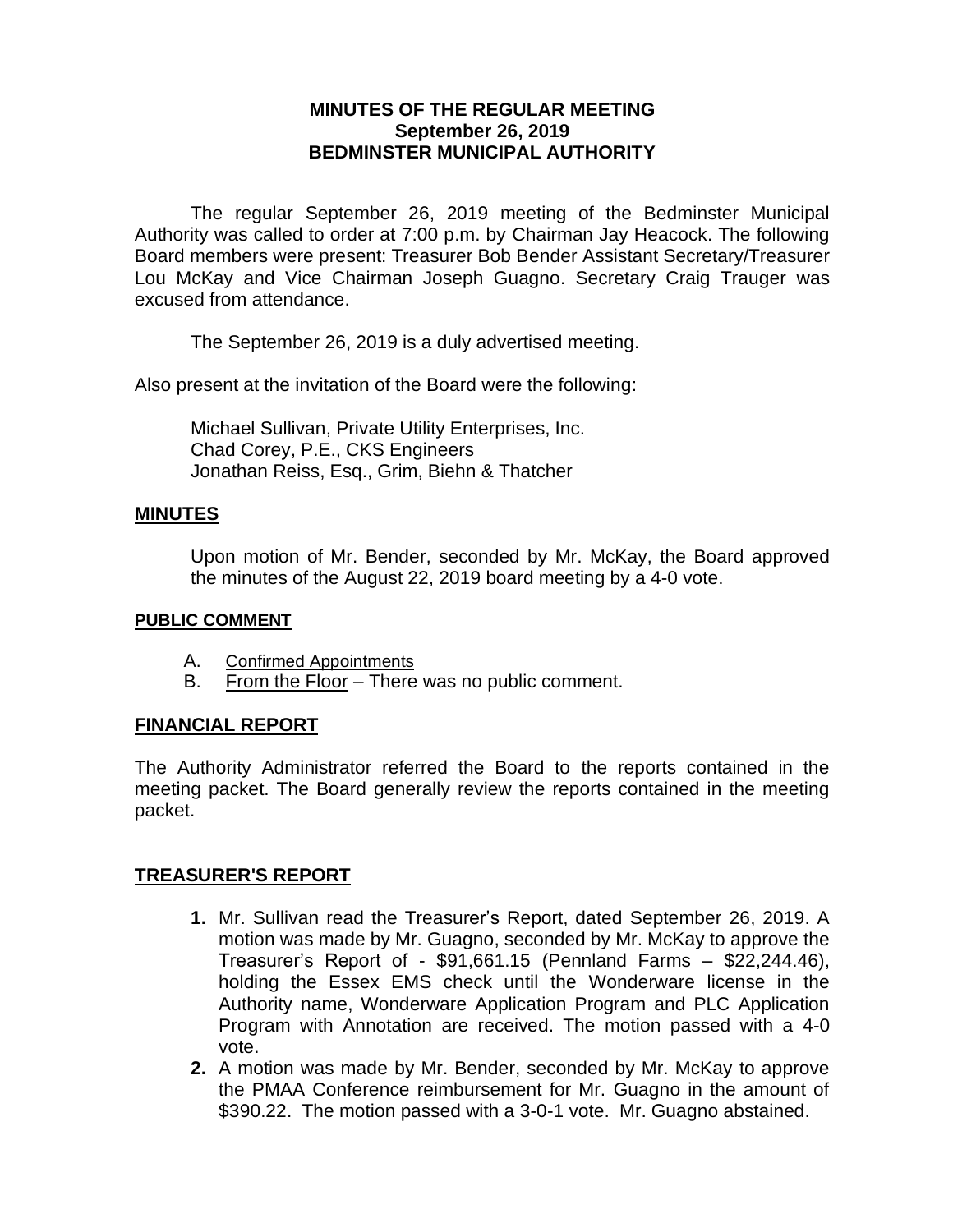**MINUTES OF THE REGULAR MEETING**
**September 26, 2019**
**BEDMINSTER MUNICIPAL AUTHORITY**

The regular September 26, 2019 meeting of the Bedminster Municipal Authority was called to order at 7:00 p.m. by Chairman Jay Heacock. The following Board members were present: Treasurer Bob Bender Assistant Secretary/Treasurer Lou McKay and Vice Chairman Joseph Guagno. Secretary Craig Trauger was excused from attendance.

The September 26, 2019 is a duly advertised meeting.

Also present at the invitation of the Board were the following:

Michael Sullivan, Private Utility Enterprises, Inc.
Chad Corey, P.E., CKS Engineers
Jonathan Reiss, Esq., Grim, Biehn & Thatcher

## MINUTES

Upon motion of Mr. Bender, seconded by Mr. McKay, the Board approved the minutes of the August 22, 2019 board meeting by a 4-0 vote.

### PUBLIC COMMENT

A. Confirmed Appointments
B. From the Floor – There was no public comment.

## FINANCIAL REPORT

The Authority Administrator referred the Board to the reports contained in the meeting packet. The Board generally review the reports contained in the meeting packet.

## TREASURER'S REPORT

1. Mr. Sullivan read the Treasurer's Report, dated September 26, 2019. A motion was made by Mr. Guagno, seconded by Mr. McKay to approve the Treasurer's Report of - $91,661.15 (Pennland Farms – $22,244.46), holding the Essex EMS check until the Wonderware license in the Authority name, Wonderware Application Program and PLC Application Program with Annotation are received. The motion passed with a 4-0 vote.
2. A motion was made by Mr. Bender, seconded by Mr. McKay to approve the PMAA Conference reimbursement for Mr. Guagno in the amount of $390.22. The motion passed with a 3-0-1 vote. Mr. Guagno abstained.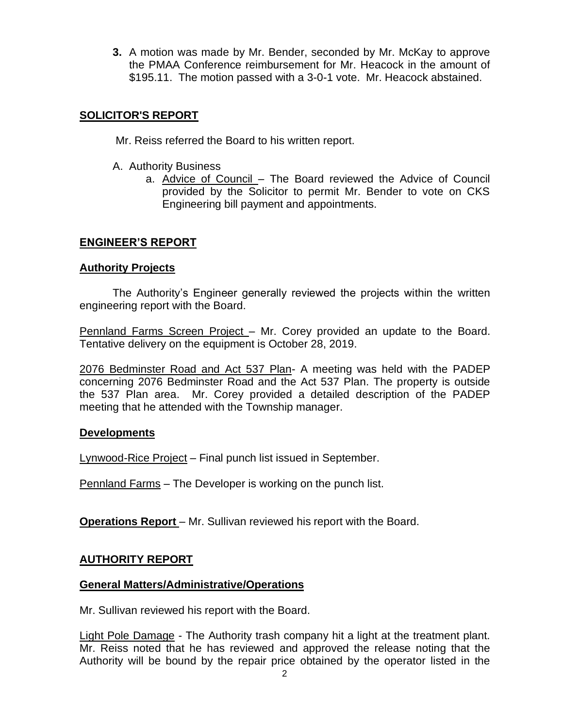3. A motion was made by Mr. Bender, seconded by Mr. McKay to approve the PMAA Conference reimbursement for Mr. Heacock in the amount of \$195.11. The motion passed with a 3-0-1 vote. Mr. Heacock abstained.

## SOLICITOR'S REPORT

Mr. Reiss referred the Board to his written report.

A. Authority Business
   a. Advice of Council – The Board reviewed the Advice of Council provided by the Solicitor to permit Mr. Bender to vote on CKS Engineering bill payment and appointments.

## ENGINEER'S REPORT

### Authority Projects

The Authority's Engineer generally reviewed the projects within the written engineering report with the Board.

Pennland Farms Screen Project – Mr. Corey provided an update to the Board. Tentative delivery on the equipment is October 28, 2019.

2076 Bedminster Road and Act 537 Plan- A meeting was held with the PADEP concerning 2076 Bedminster Road and the Act 537 Plan. The property is outside the 537 Plan area. Mr. Corey provided a detailed description of the PADEP meeting that he attended with the Township manager.

### Developments

Lynwood-Rice Project – Final punch list issued in September.

Pennland Farms – The Developer is working on the punch list.

**Operations Report** – Mr. Sullivan reviewed his report with the Board.

## AUTHORITY REPORT

### General Matters/Administrative/Operations

Mr. Sullivan reviewed his report with the Board.

Light Pole Damage - The Authority trash company hit a light at the treatment plant. Mr. Reiss noted that he has reviewed and approved the release noting that the Authority will be bound by the repair price obtained by the operator listed in the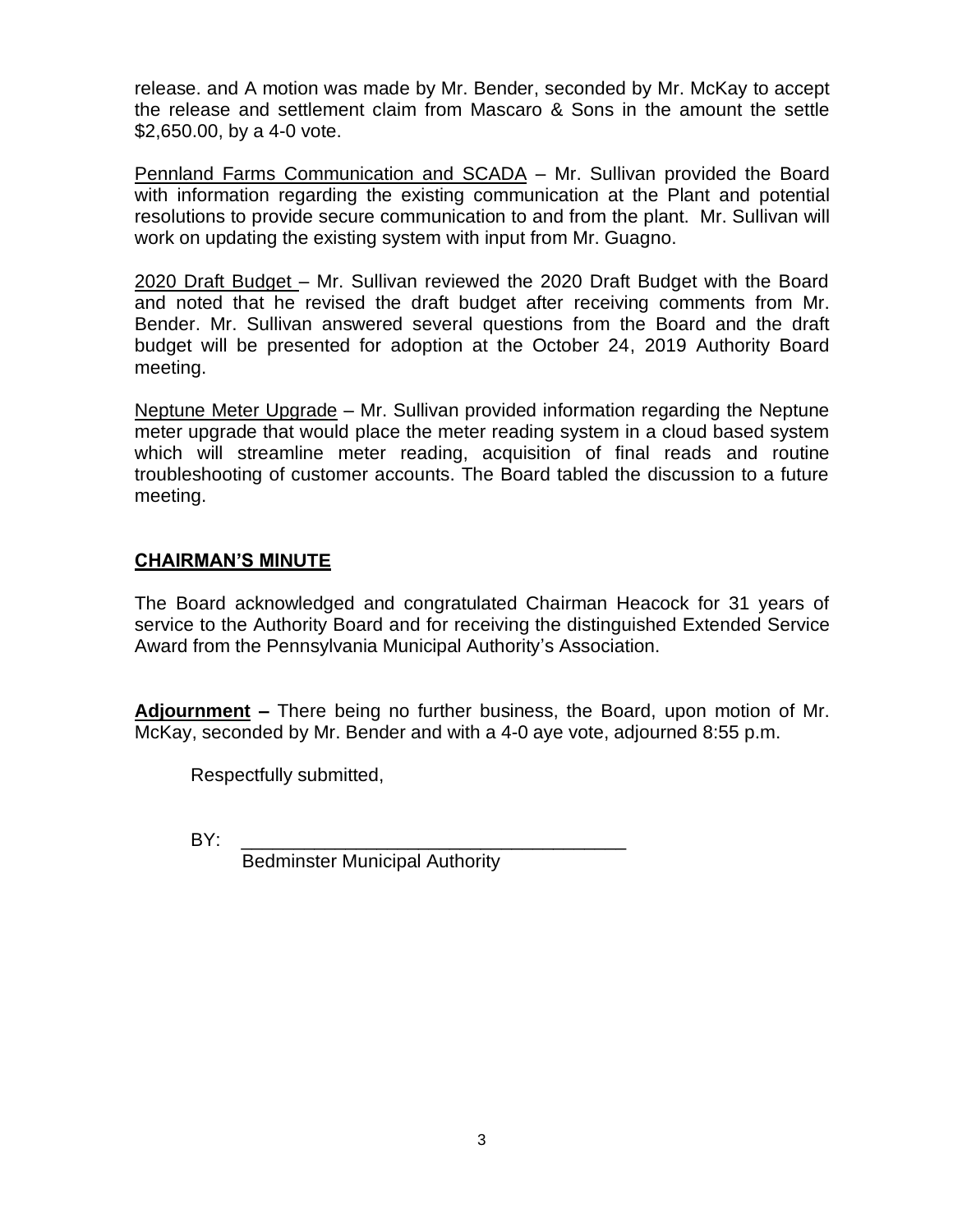release. and A motion was made by Mr. Bender, seconded by Mr. McKay to accept the release and settlement claim from Mascaro & Sons in the amount the settle $2,650.00, by a 4-0 vote.

Pennland Farms Communication and SCADA – Mr. Sullivan provided the Board with information regarding the existing communication at the Plant and potential resolutions to provide secure communication to and from the plant. Mr. Sullivan will work on updating the existing system with input from Mr. Guagno.

2020 Draft Budget – Mr. Sullivan reviewed the 2020 Draft Budget with the Board and noted that he revised the draft budget after receiving comments from Mr. Bender. Mr. Sullivan answered several questions from the Board and the draft budget will be presented for adoption at the October 24, 2019 Authority Board meeting.

Neptune Meter Upgrade – Mr. Sullivan provided information regarding the Neptune meter upgrade that would place the meter reading system in a cloud based system which will streamline meter reading, acquisition of final reads and routine troubleshooting of customer accounts. The Board tabled the discussion to a future meeting.

## CHAIRMAN'S MINUTE

The Board acknowledged and congratulated Chairman Heacock for 31 years of service to the Authority Board and for receiving the distinguished Extended Service Award from the Pennsylvania Municipal Authority's Association.

**Adjournment –** There being no further business, the Board, upon motion of Mr. McKay, seconded by Mr. Bender and with a 4-0 aye vote, adjourned 8:55 p.m.

Respectfully submitted,

BY: ______________________________________

Bedminster Municipal Authority